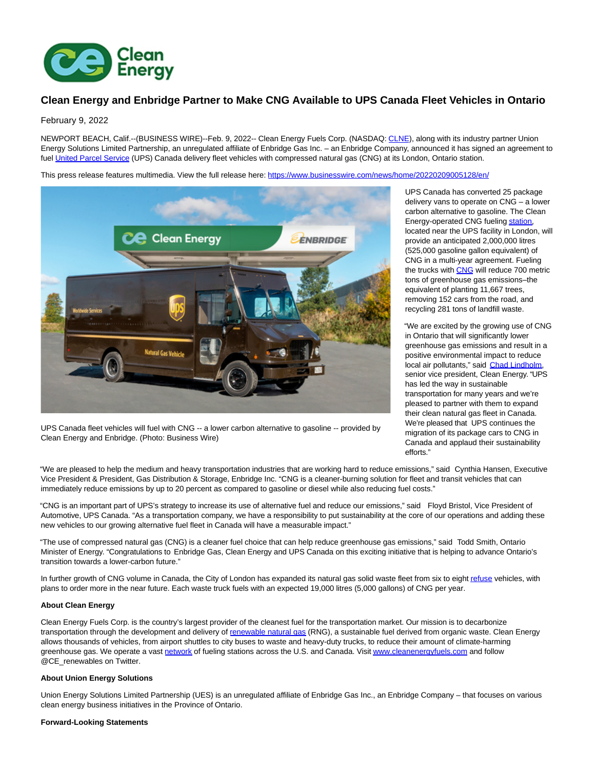# Clean Energy and Enbridge Partner to Make CNG Available to UPS Canada Fleet Vehicles in Ontario

February 9, 2022

NEWPORT BEACH, Calif.--(BUSINESS WIRE)--Feb. 9, 2022-- Clean Energy Fuels Corp. (NASDAQ: CLNE), along with its industry partner Union Energy Solutions Limited Partnership, an unregulated affiliate of Enbridge Gas Inc. – an Enbridge Company, announced it has signed an agreement to fuel United Parcel Service (UPS) Canada delivery fleet vehicles with compressed natural gas (CNG) at its London, Ontario station.

This press release features multimedia. View the full release here: https://www.businesswire.com/news/home/20220209005128/en/

UPS Canada fleet vehicles will fuel with CNG -- a lower carbon alternative to gasoline -- provided by Clean Energy and Enbridge. (Photo: Business Wire)

UPS Canada has converted 25 package delivery vans to operate on CNG – a lower carbon alternative to gasoline. The Clean Energy-operated CNG fueling station, located near the UPS facility in London, will provide an anticipated 2,000,000 litres (525,000 gasoline gallon equivalent) of CNG in a multi-year agreement. Fueling the trucks with CNG will reduce 700 metric tons of greenhouse gas emissions–the equivalent of planting 11,667 trees, removing 152 cars from the road, and recycling 281 tons of landfill waste.

"We are excited by the growing use of CNG in Ontario that will significantly lower greenhouse gas emissions and result in a positive environmental impact to reduce local air pollutants," said Chad Lindholm, senior vice president, Clean Energy. "UPS has led the way in sustainable transportation for many years and we're pleased to partner with them to expand their clean natural gas fleet in Canada. We're pleased that UPS continues the migration of its package cars to CNG in Canada and applaud their sustainability efforts."

"We are pleased to help the medium and heavy transportation industries that are working hard to reduce emissions," said Cynthia Hansen, Executive Vice President & President, Gas Distribution & Storage, Enbridge Inc. "CNG is a cleaner-burning solution for fleet and transit vehicles that can immediately reduce emissions by up to 20 percent as compared to gasoline or diesel while also reducing fuel costs."

"CNG is an important part of UPS's strategy to increase its use of alternative fuel and reduce our emissions," said Floyd Bristol, Vice President of Automotive, UPS Canada. "As a transportation company, we have a responsibility to put sustainability at the core of our operations and adding these new vehicles to our growing alternative fuel fleet in Canada will have a measurable impact."

"The use of compressed natural gas (CNG) is a cleaner fuel choice that can help reduce greenhouse gas emissions," said Todd Smith, Ontario Minister of Energy. "Congratulations to Enbridge Gas, Clean Energy and UPS Canada on this exciting initiative that is helping to advance Ontario's transition towards a lower-carbon future."

In further growth of CNG volume in Canada, the City of London has expanded its natural gas solid waste fleet from six to eight refuse vehicles, with plans to order more in the near future. Each waste truck fuels with an expected 19,000 litres (5,000 gallons) of CNG per year.

**About Clean Energy**

Clean Energy Fuels Corp. is the country's largest provider of the cleanest fuel for the transportation market. Our mission is to decarbonize transportation through the development and delivery of renewable natural gas (RNG), a sustainable fuel derived from organic waste. Clean Energy allows thousands of vehicles, from airport shuttles to city buses to waste and heavy-duty trucks, to reduce their amount of climate-harming greenhouse gas. We operate a vast network of fueling stations across the U.S. and Canada. Visit www.cleanenergyfuels.com and follow @CE_renewables on Twitter.

**About Union Energy Solutions**

Union Energy Solutions Limited Partnership (UES) is an unregulated affiliate of Enbridge Gas Inc., an Enbridge Company – that focuses on various clean energy business initiatives in the Province of Ontario.

**Forward-Looking Statements**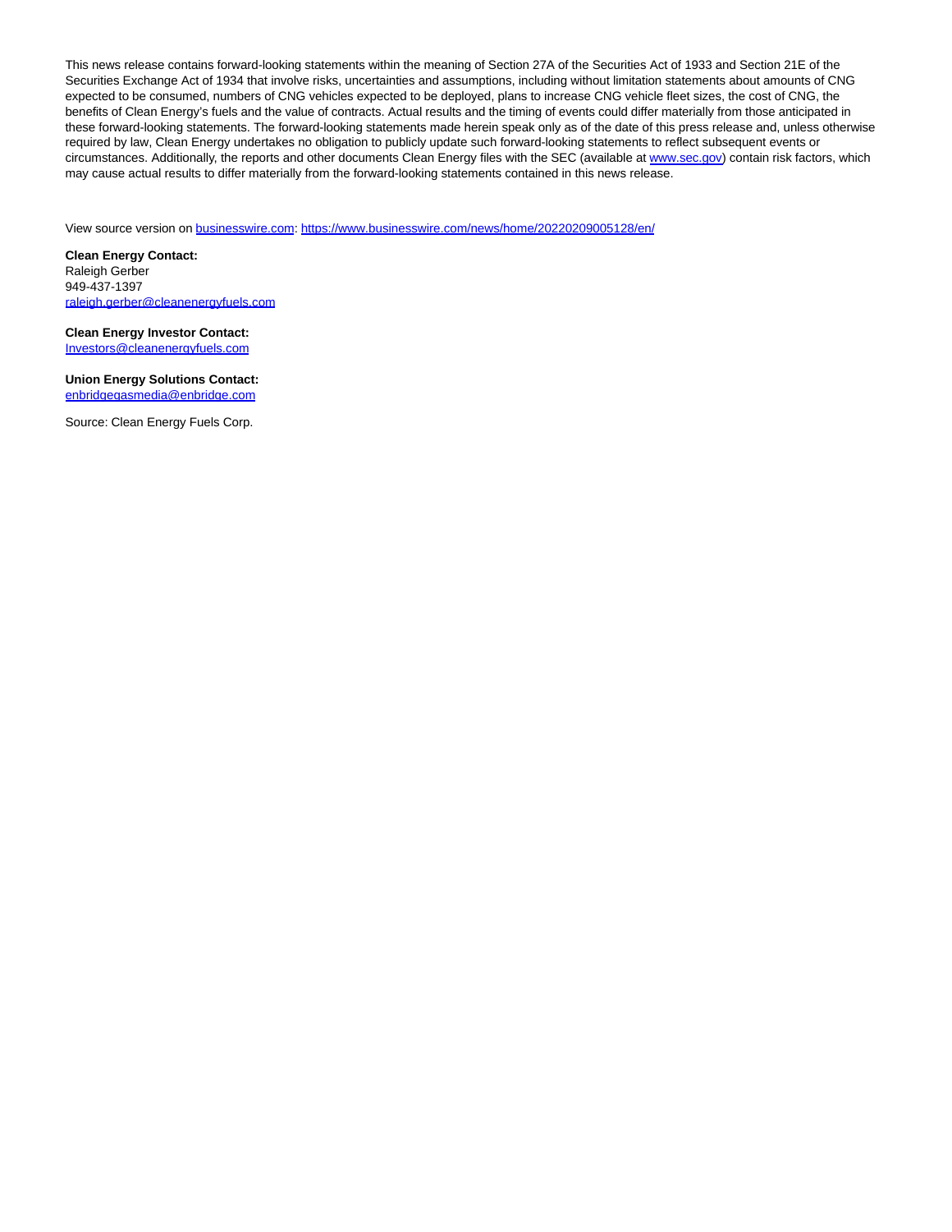This news release contains forward-looking statements within the meaning of Section 27A of the Securities Act of 1933 and Section 21E of the Securities Exchange Act of 1934 that involve risks, uncertainties and assumptions, including without limitation statements about amounts of CNG expected to be consumed, numbers of CNG vehicles expected to be deployed, plans to increase CNG vehicle fleet sizes, the cost of CNG, the benefits of Clean Energy's fuels and the value of contracts. Actual results and the timing of events could differ materially from those anticipated in these forward-looking statements. The forward-looking statements made herein speak only as of the date of this press release and, unless otherwise required by law, Clean Energy undertakes no obligation to publicly update such forward-looking statements to reflect subsequent events or circumstances. Additionally, the reports and other documents Clean Energy files with the SEC (available at www.sec.gov) contain risk factors, which may cause actual results to differ materially from the forward-looking statements contained in this news release.

View source version on businesswire.com: https://www.businesswire.com/news/home/20220209005128/en/

**Clean Energy Contact:**
Raleigh Gerber
949-437-1397
raleigh.gerber@cleanenergyfuels.com

**Clean Energy Investor Contact:**
Investors@cleanenergyfuels.com

**Union Energy Solutions Contact:**
enbridgegasmedia@enbridge.com

Source: Clean Energy Fuels Corp.